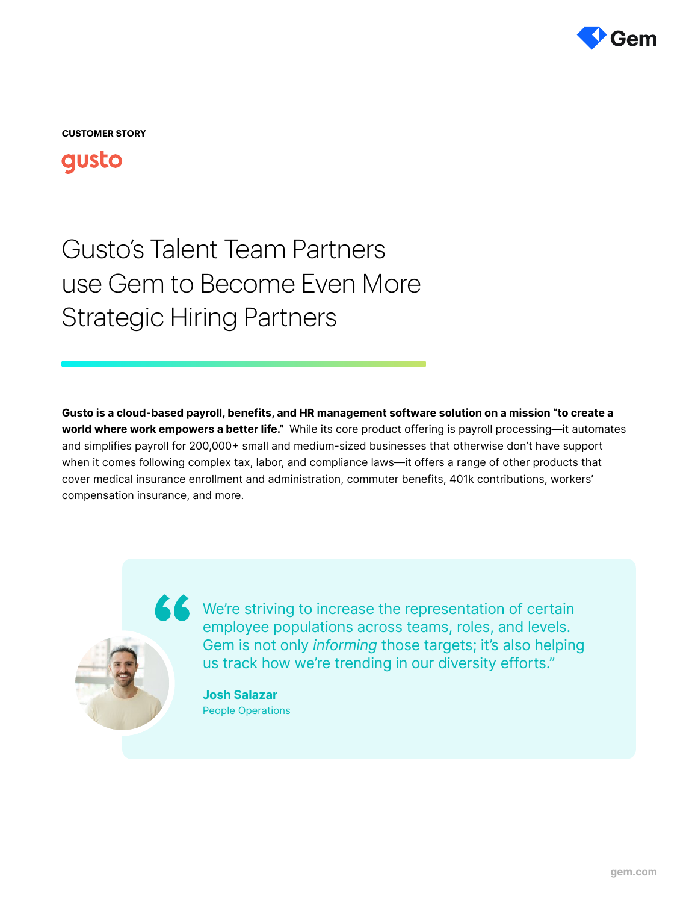CUSTOMER STORY

gusto

# Gusto's Talent Team Partners use Gem to Become Even More Strategic Hiring Partners

**Gusto is a cloud-based payroll, benefits, and HR management software solution on a mission "to create a world where work empowers a better life."** While its core product offering is payroll processing—it automates and simplifies payroll for 200,000+ small and medium-sized businesses that otherwise don't have support when it comes following complex tax, labor, and compliance laws—it offers a range of other products that cover medical insurance enrollment and administration, commuter benefits, 401k contributions, workers' compensation insurance, and more.

> "We're striving to increase the representation of certain employee populations across teams, roles, and levels. Gem is not only *informing* those targets; it's also helping us track how we're trending in our diversity efforts."
>
> **Josh Salazar**
> People Operations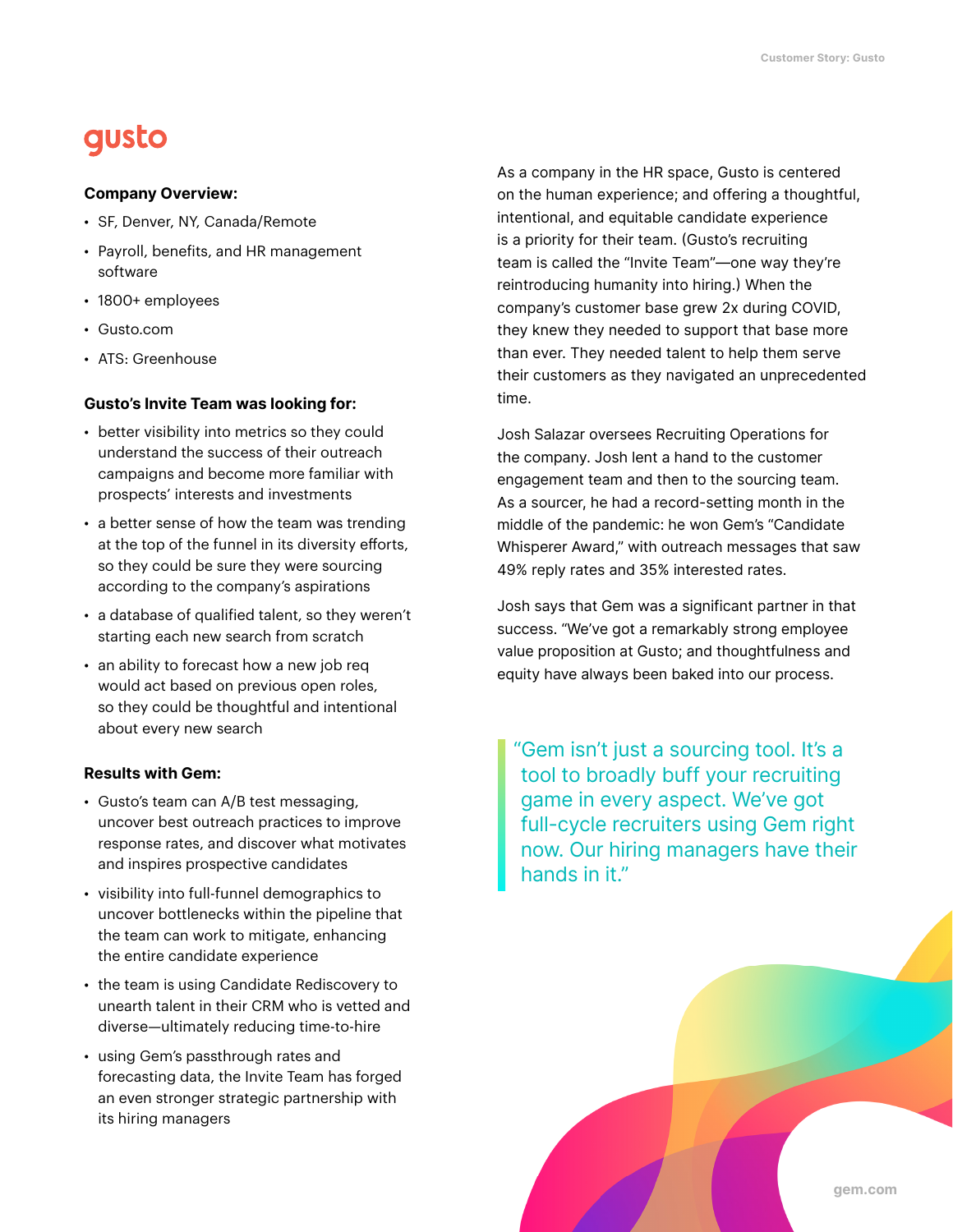gusto

**Company Overview:**

- SF, Denver, NY, Canada/Remote
- Payroll, benefits, and HR management software
- 1800+ employees
- Gusto.com
- ATS: Greenhouse

**Gusto's Invite Team was looking for:**

- better visibility into metrics so they could understand the success of their outreach campaigns and become more familiar with prospects' interests and investments
- a better sense of how the team was trending at the top of the funnel in its diversity efforts, so they could be sure they were sourcing according to the company's aspirations
- a database of qualified talent, so they weren't starting each new search from scratch
- an ability to forecast how a new job req would act based on previous open roles, so they could be thoughtful and intentional about every new search

**Results with Gem:**

- Gusto's team can A/B test messaging, uncover best outreach practices to improve response rates, and discover what motivates and inspires prospective candidates
- visibility into full-funnel demographics to uncover bottlenecks within the pipeline that the team can work to mitigate, enhancing the entire candidate experience
- the team is using Candidate Rediscovery to unearth talent in their CRM who is vetted and diverse—ultimately reducing time-to-hire
- using Gem's passthrough rates and forecasting data, the Invite Team has forged an even stronger strategic partnership with its hiring managers

As a company in the HR space, Gusto is centered on the human experience; and offering a thoughtful, intentional, and equitable candidate experience is a priority for their team. (Gusto's recruiting team is called the "Invite Team"—one way they're reintroducing humanity into hiring.) When the company's customer base grew 2x during COVID, they knew they needed to support that base more than ever. They needed talent to help them serve their customers as they navigated an unprecedented time.

Josh Salazar oversees Recruiting Operations for the company. Josh lent a hand to the customer engagement team and then to the sourcing team. As a sourcer, he had a record-setting month in the middle of the pandemic: he won Gem's "Candidate Whisperer Award," with outreach messages that saw 49% reply rates and 35% interested rates.

Josh says that Gem was a significant partner in that success. "We've got a remarkably strong employee value proposition at Gusto; and thoughtfulness and equity have always been baked into our process.

> "Gem isn't just a sourcing tool. It's a tool to broadly buff your recruiting game in every aspect. We've got full-cycle recruiters using Gem right now. Our hiring managers have their hands in it."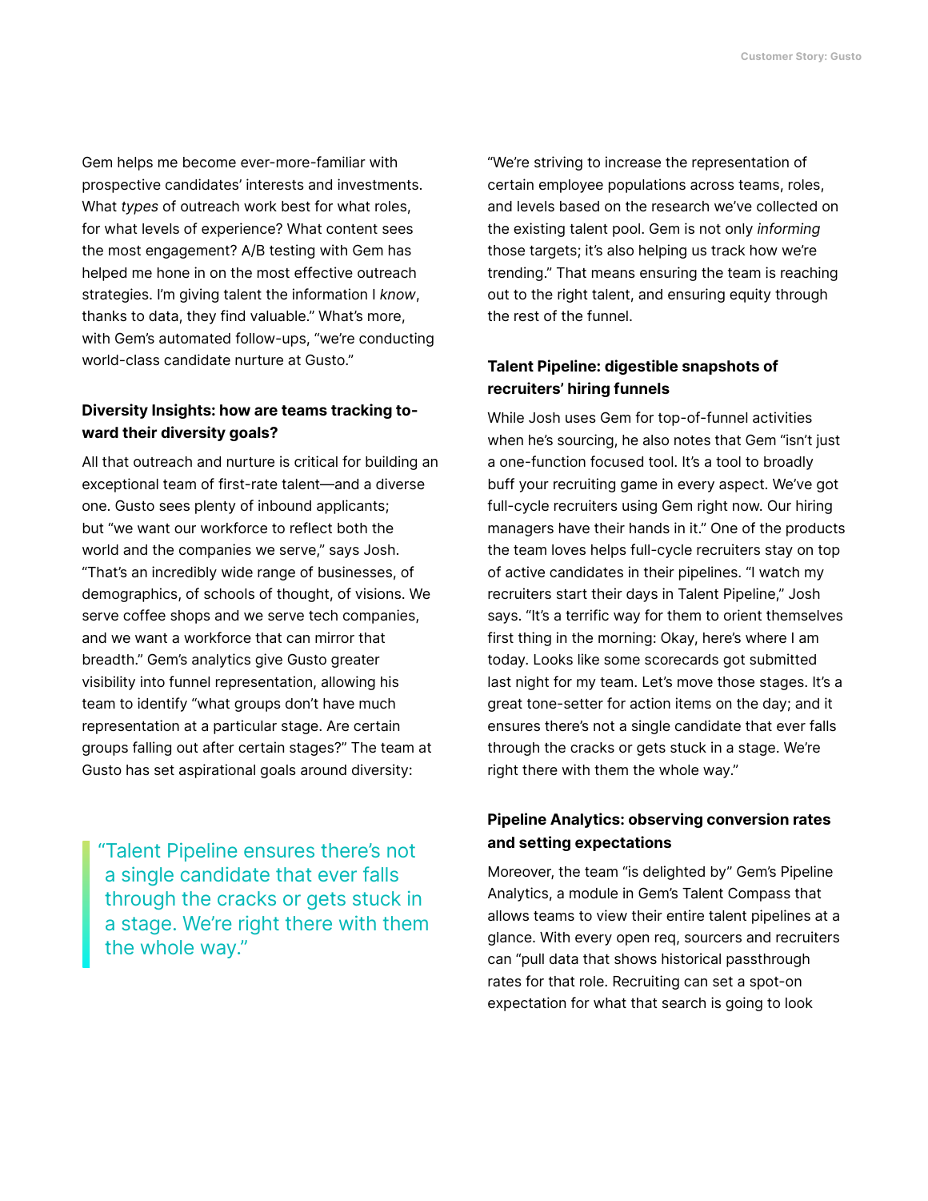Gem helps me become ever-more-familiar with prospective candidates' interests and investments. What *types* of outreach work best for what roles, for what levels of experience? What content sees the most engagement? A/B testing with Gem has helped me hone in on the most effective outreach strategies. I'm giving talent the information I *know*, thanks to data, they find valuable." What's more, with Gem's automated follow-ups, "we're conducting world-class candidate nurture at Gusto."

### Diversity Insights: how are teams tracking toward their diversity goals?

All that outreach and nurture is critical for building an exceptional team of first-rate talent—and a diverse one. Gusto sees plenty of inbound applicants; but "we want our workforce to reflect both the world and the companies we serve," says Josh. "That's an incredibly wide range of businesses, of demographics, of schools of thought, of visions. We serve coffee shops and we serve tech companies, and we want a workforce that can mirror that breadth." Gem's analytics give Gusto greater visibility into funnel representation, allowing his team to identify "what groups don't have much representation at a particular stage. Are certain groups falling out after certain stages?" The team at Gusto has set aspirational goals around diversity:

> "Talent Pipeline ensures there's not a single candidate that ever falls through the cracks or gets stuck in a stage. We're right there with them the whole way."

"We're striving to increase the representation of certain employee populations across teams, roles, and levels based on the research we've collected on the existing talent pool. Gem is not only *informing* those targets; it's also helping us track how we're trending." That means ensuring the team is reaching out to the right talent, and ensuring equity through the rest of the funnel.

### Talent Pipeline: digestible snapshots of recruiters' hiring funnels

While Josh uses Gem for top-of-funnel activities when he's sourcing, he also notes that Gem "isn't just a one-function focused tool. It's a tool to broadly buff your recruiting game in every aspect. We've got full-cycle recruiters using Gem right now. Our hiring managers have their hands in it." One of the products the team loves helps full-cycle recruiters stay on top of active candidates in their pipelines. "I watch my recruiters start their days in Talent Pipeline," Josh says. "It's a terrific way for them to orient themselves first thing in the morning: Okay, here's where I am today. Looks like some scorecards got submitted last night for my team. Let's move those stages. It's a great tone-setter for action items on the day; and it ensures there's not a single candidate that ever falls through the cracks or gets stuck in a stage. We're right there with them the whole way."

### Pipeline Analytics: observing conversion rates and setting expectations

Moreover, the team "is delighted by" Gem's Pipeline Analytics, a module in Gem's Talent Compass that allows teams to view their entire talent pipelines at a glance. With every open req, sourcers and recruiters can "pull data that shows historical passthrough rates for that role. Recruiting can set a spot-on expectation for what that search is going to look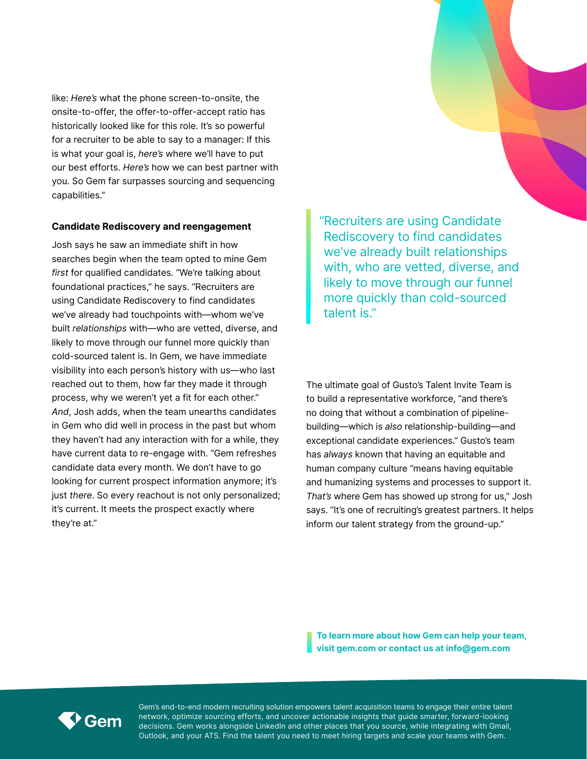like: *Here's* what the phone screen-to-onsite, the onsite-to-offer, the offer-to-offer-accept ratio has historically looked like for this role. It's so powerful for a recruiter to be able to say to a manager: If this is what your goal is, *here's* where we'll have to put our best efforts. *Here's* how we can best partner with you. So Gem far surpasses sourcing and sequencing capabilities."

**Candidate Rediscovery and reengagement**

Josh says he saw an immediate shift in how searches begin when the team opted to mine Gem *first* for qualified candidates. "We're talking about foundational practices," he says. "Recruiters are using Candidate Rediscovery to find candidates we've already had touchpoints with—whom we've built *relationships* with—who are vetted, diverse, and likely to move through our funnel more quickly than cold-sourced talent is. In Gem, we have immediate visibility into each person's history with us—who last reached out to them, how far they made it through process, why we weren't yet a fit for each other." *And*, Josh adds, when the team unearths candidates in Gem who did well in process in the past but whom they haven't had any interaction with for a while, they have current data to re-engage with. "Gem refreshes candidate data every month. We don't have to go looking for current prospect information anymore; it's just *there*. So every reachout is not only personalized; it's current. It meets the prospect exactly where they're at."

> "Recruiters are using Candidate Rediscovery to find candidates we've already built relationships with, who are vetted, diverse, and likely to move through our funnel more quickly than cold-sourced talent is."

The ultimate goal of Gusto's Talent Invite Team is to build a representative workforce, "and there's no doing that without a combination of pipeline-building—which is *also* relationship-building—and exceptional candidate experiences." Gusto's team has *always* known that having an equitable and human company culture "means having equitable and humanizing systems and processes to support it. *That's* where Gem has showed up strong for us," Josh says. "It's one of recruiting's greatest partners. It helps inform our talent strategy from the ground-up."

**To learn more about how Gem can help your team, visit gem.com or contact us at info@gem.com**

Gem

Gem's end-to-end modern recruiting solution empowers talent acquisition teams to engage their entire talent network, optimize sourcing efforts, and uncover actionable insights that guide smarter, forward-looking decisions. Gem works alongside LinkedIn and other places that you source, while integrating with Gmail, Outlook, and your ATS. Find the talent you need to meet hiring targets and scale your teams with Gem.